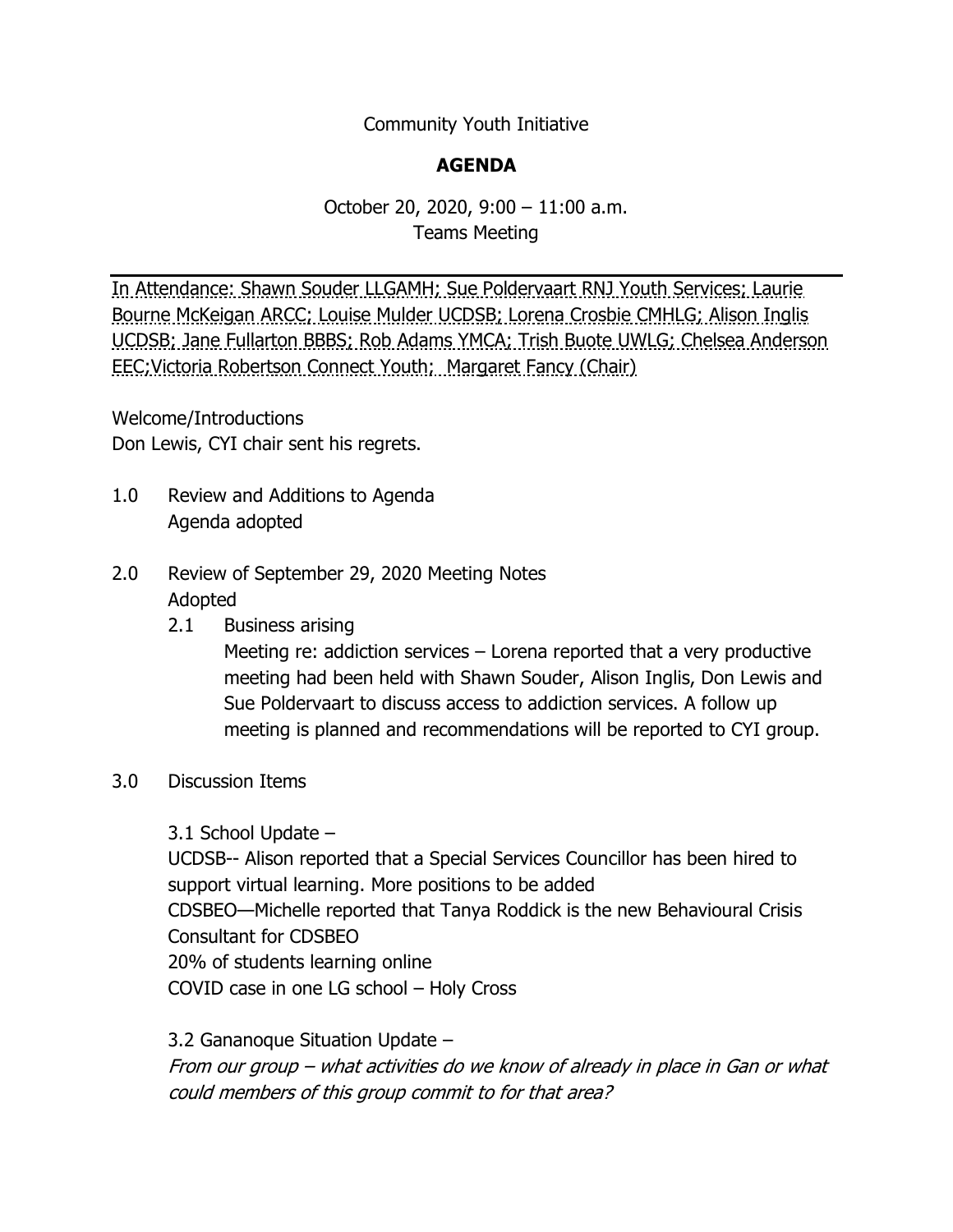Community Youth Initiative

**AGENDA**

October 20, 2020, 9:00 – 11:00 a.m.
Teams Meeting

In Attendance: Shawn Souder LLGAMH; Sue Poldervaart RNJ Youth Services; Laurie Bourne McKeigan ARCC; Louise Mulder UCDSB; Lorena Crosbie CMHLG; Alison Inglis UCDSB; Jane Fullarton BBBS; Rob Adams YMCA; Trish Buote UWLG; Chelsea Anderson EEC;Victoria Robertson Connect Youth;  Margaret Fancy (Chair)

Welcome/Introductions
Don Lewis, CYI chair sent his regrets.

1.0 Review and Additions to Agenda
Agenda adopted

2.0 Review of September 29, 2020 Meeting Notes
Adopted

2.1 Business arising
Meeting re: addiction services – Lorena reported that a very productive meeting had been held with Shawn Souder, Alison Inglis, Don Lewis and Sue Poldervaart to discuss access to addiction services. A follow up meeting is planned and recommendations will be reported to CYI group.

3.0 Discussion Items

3.1 School Update –
UCDSB-- Alison reported that a Special Services Councillor has been hired to support virtual learning. More positions to be added
CDSBEO—Michelle reported that Tanya Roddick is the new Behavioural Crisis Consultant for CDSBEO
20% of students learning online
COVID case in one LG school – Holy Cross

3.2 Gananoque Situation Update –
*From our group – what activities do we know of already in place in Gan or what could members of this group commit to for that area?*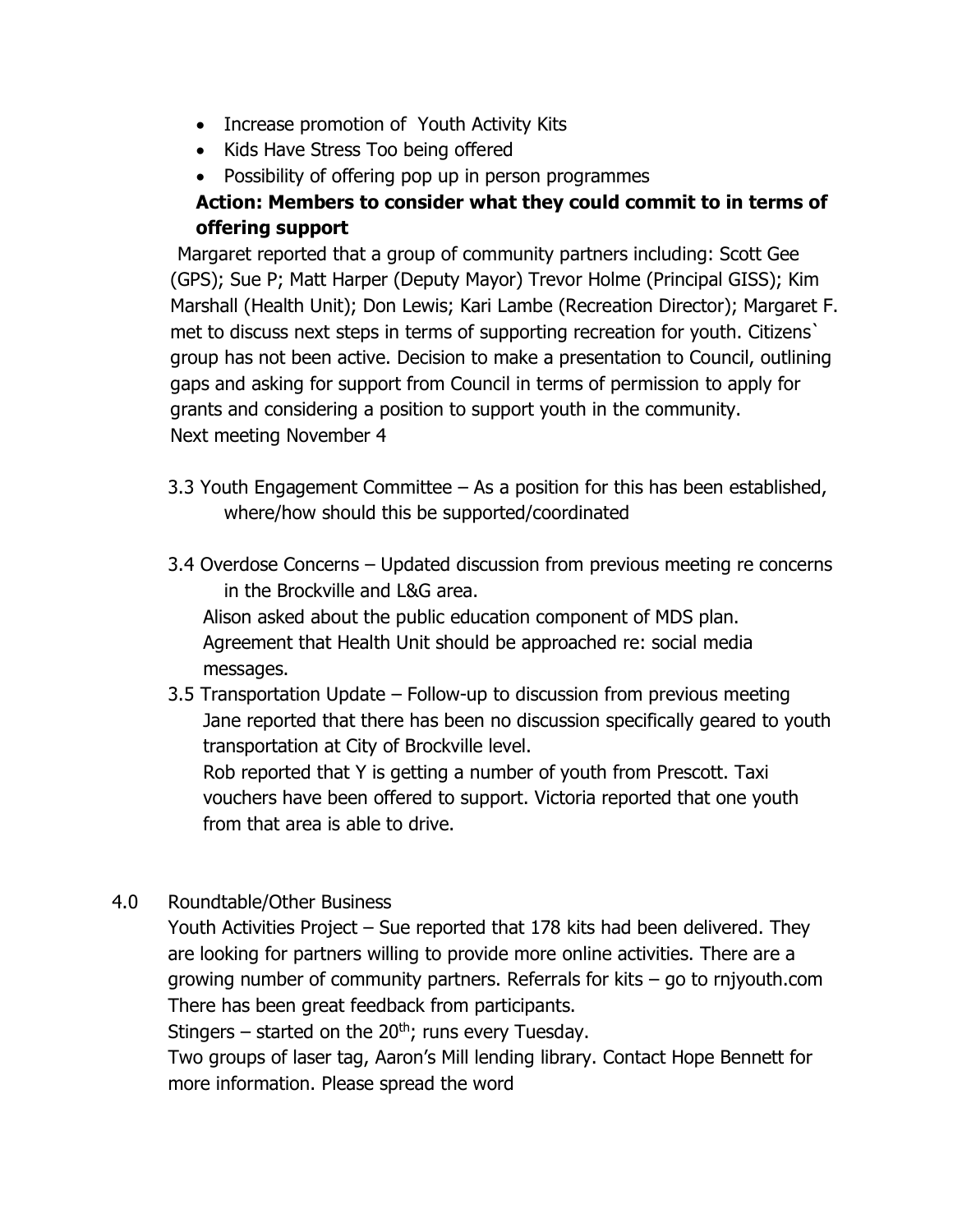- Increase promotion of  Youth Activity Kits
- Kids Have Stress Too being offered
- Possibility of offering pop up in person programmes

**Action: Members to consider what they could commit to in terms of offering support**

Margaret reported that a group of community partners including: Scott Gee (GPS); Sue P; Matt Harper (Deputy Mayor) Trevor Holme (Principal GISS); Kim Marshall (Health Unit); Don Lewis; Kari Lambe (Recreation Director); Margaret F. met to discuss next steps in terms of supporting recreation for youth. Citizens` group has not been active. Decision to make a presentation to Council, outlining gaps and asking for support from Council in terms of permission to apply for grants and considering a position to support youth in the community.
Next meeting November 4

3.3 Youth Engagement Committee – As a position for this has been established, where/how should this be supported/coordinated

3.4 Overdose Concerns – Updated discussion from previous meeting re concerns in the Brockville and L&G area.
Alison asked about the public education component of MDS plan.
Agreement that Health Unit should be approached re: social media messages.

3.5 Transportation Update – Follow-up to discussion from previous meeting
Jane reported that there has been no discussion specifically geared to youth transportation at City of Brockville level.
Rob reported that Y is getting a number of youth from Prescott. Taxi vouchers have been offered to support. Victoria reported that one youth from that area is able to drive.

4.0 Roundtable/Other Business

Youth Activities Project – Sue reported that 178 kits had been delivered. They are looking for partners willing to provide more online activities. There are a growing number of community partners. Referrals for kits – go to rnjyouth.com There has been great feedback from participants.
Stingers – started on the 20th; runs every Tuesday.
Two groups of laser tag, Aaron's Mill lending library. Contact Hope Bennett for more information. Please spread the word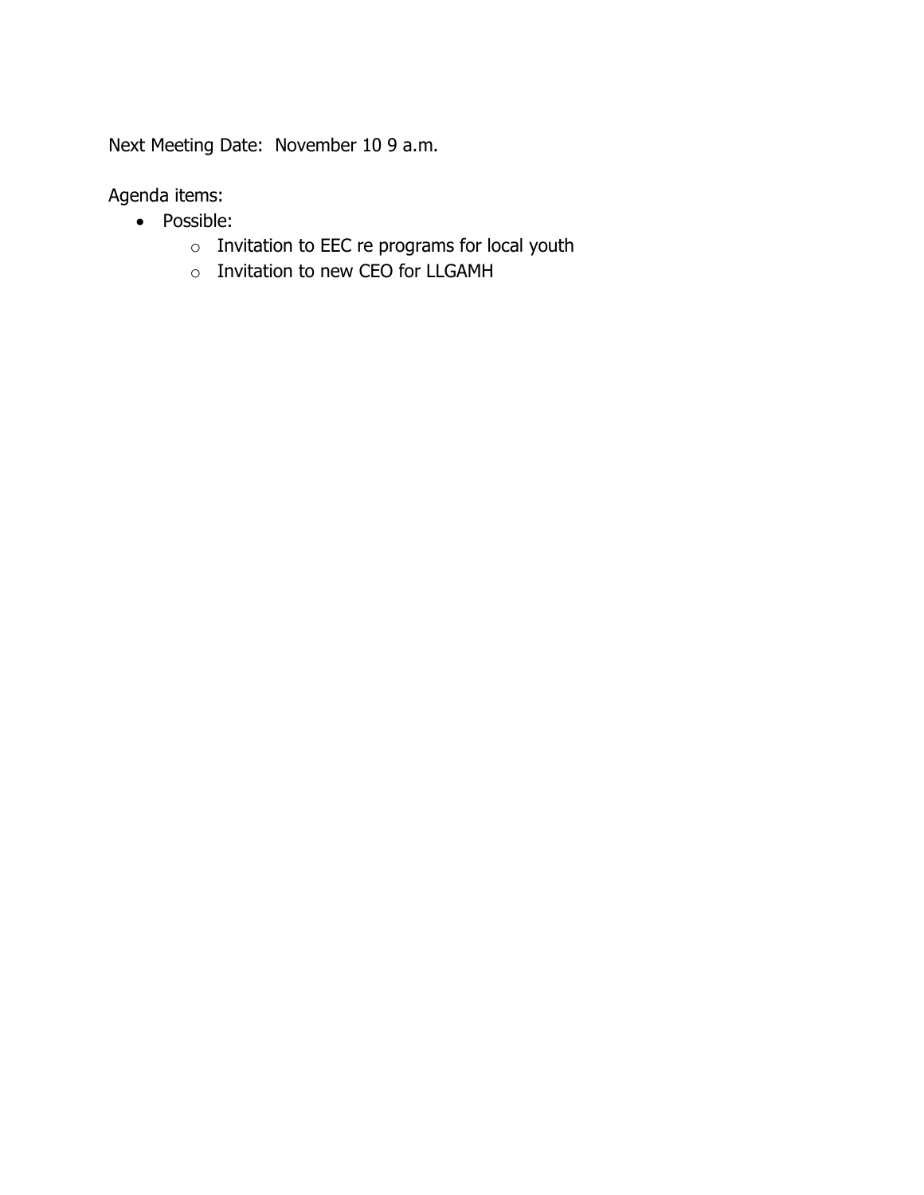Next Meeting Date: November 10 9 a.m.

Agenda items:

- Possible:
    - Invitation to EEC re programs for local youth
    - Invitation to new CEO for LLGAMH